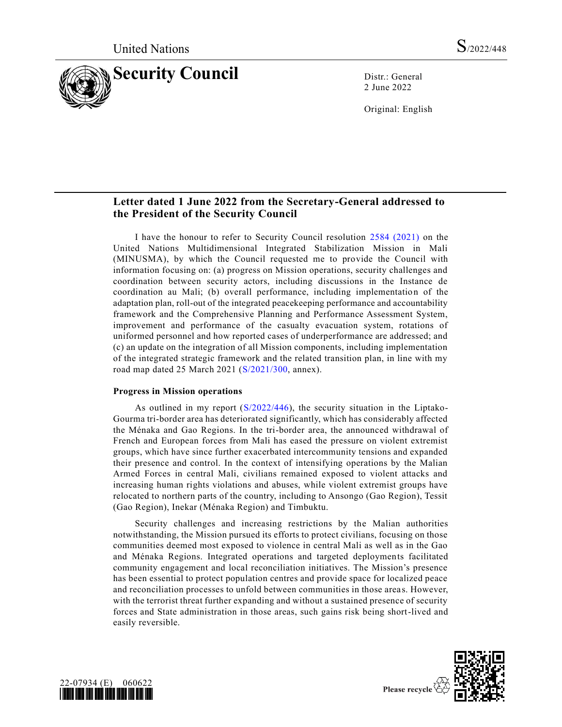United Nations

S/2022/448

# Security Council

Distr.: General
2 June 2022

Original: English

## Letter dated 1 June 2022 from the Secretary-General addressed to the President of the Security Council

I have the honour to refer to Security Council resolution 2584 (2021) on the United Nations Multidimensional Integrated Stabilization Mission in Mali (MINUSMA), by which the Council requested me to provide the Council with information focusing on: (a) progress on Mission operations, security challenges and coordination between security actors, including discussions in the Instance de coordination au Mali; (b) overall performance, including implementation of the adaptation plan, roll-out of the integrated peacekeeping performance and accountability framework and the Comprehensive Planning and Performance Assessment System, improvement and performance of the casualty evacuation system, rotations of uniformed personnel and how reported cases of underperformance are addressed; and (c) an update on the integration of all Mission components, including implementation of the integrated strategic framework and the related transition plan, in line with my road map dated 25 March 2021 (S/2021/300, annex).

### Progress in Mission operations

As outlined in my report (S/2022/446), the security situation in the Liptako-Gourma tri-border area has deteriorated significantly, which has considerably affected the Ménaka and Gao Regions. In the tri-border area, the announced withdrawal of French and European forces from Mali has eased the pressure on violent extremist groups, which have since further exacerbated intercommunity tensions and expanded their presence and control. In the context of intensifying operations by the Malian Armed Forces in central Mali, civilians remained exposed to violent attacks and increasing human rights violations and abuses, while violent extremist groups have relocated to northern parts of the country, including to Ansongo (Gao Region), Tessit (Gao Region), Inekar (Ménaka Region) and Timbuktu.

Security challenges and increasing restrictions by the Malian authorities notwithstanding, the Mission pursued its efforts to protect civilians, focusing on those communities deemed most exposed to violence in central Mali as well as in the Gao and Ménaka Regions. Integrated operations and targeted deployments facilitated community engagement and local reconciliation initiatives. The Mission's presence has been essential to protect population centres and provide space for localized peace and reconciliation processes to unfold between communities in those areas. However, with the terrorist threat further expanding and without a sustained presence of security forces and State administration in those areas, such gains risk being short-lived and easily reversible.

22-07934 (E) 060622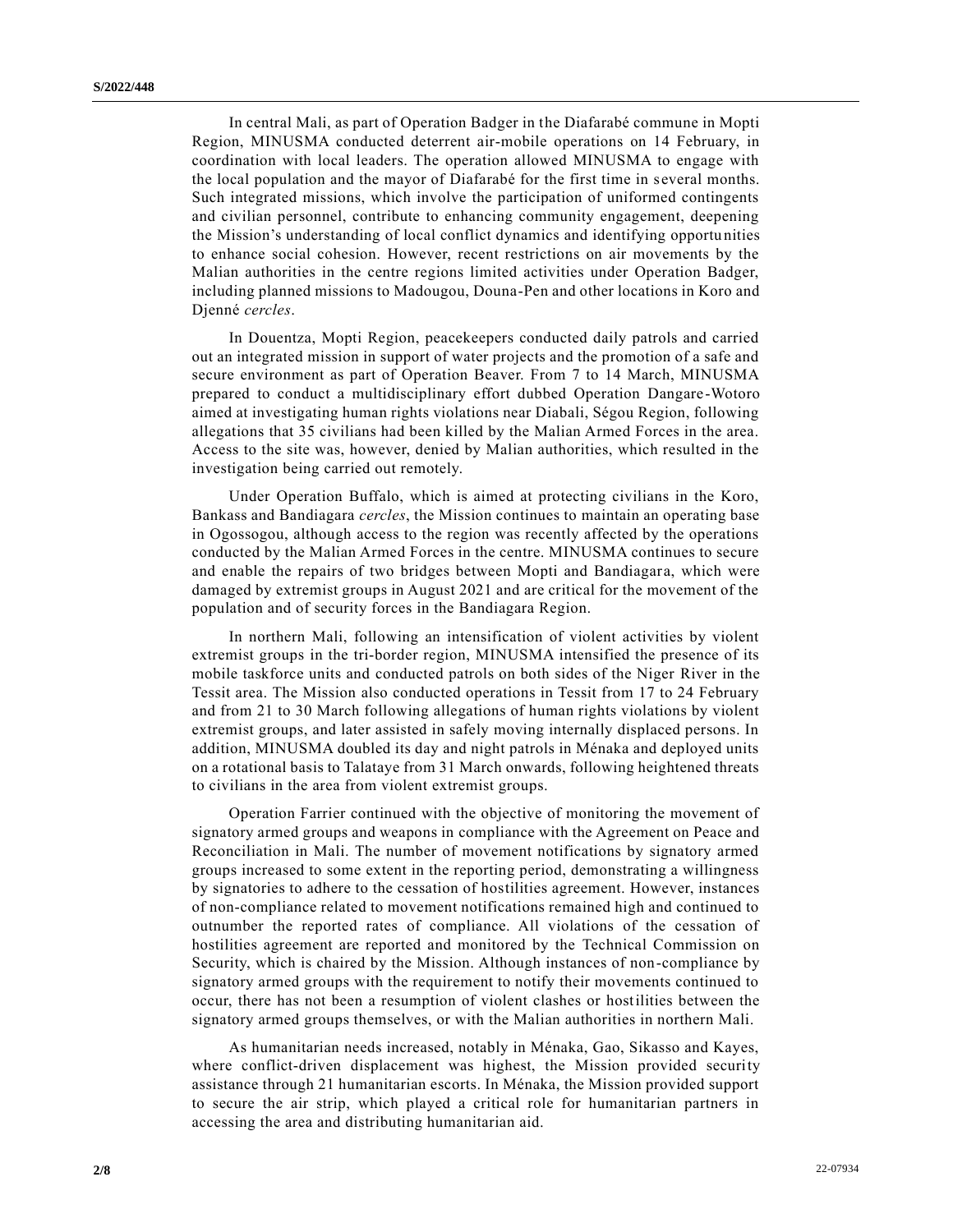In central Mali, as part of Operation Badger in the Diafarabé commune in Mopti Region, MINUSMA conducted deterrent air-mobile operations on 14 February, in coordination with local leaders. The operation allowed MINUSMA to engage with the local population and the mayor of Diafarabé for the first time in several months. Such integrated missions, which involve the participation of uniformed contingents and civilian personnel, contribute to enhancing community engagement, deepening the Mission's understanding of local conflict dynamics and identifying opportunities to enhance social cohesion. However, recent restrictions on air movements by the Malian authorities in the centre regions limited activities under Operation Badger, including planned missions to Madougou, Douna-Pen and other locations in Koro and Djenné *cercles*.

In Douentza, Mopti Region, peacekeepers conducted daily patrols and carried out an integrated mission in support of water projects and the promotion of a safe and secure environment as part of Operation Beaver. From 7 to 14 March, MINUSMA prepared to conduct a multidisciplinary effort dubbed Operation Dangare-Wotoro aimed at investigating human rights violations near Diabali, Ségou Region, following allegations that 35 civilians had been killed by the Malian Armed Forces in the area. Access to the site was, however, denied by Malian authorities, which resulted in the investigation being carried out remotely.

Under Operation Buffalo, which is aimed at protecting civilians in the Koro, Bankass and Bandiagara *cercles*, the Mission continues to maintain an operating base in Ogossogou, although access to the region was recently affected by the operations conducted by the Malian Armed Forces in the centre. MINUSMA continues to secure and enable the repairs of two bridges between Mopti and Bandiagara, which were damaged by extremist groups in August 2021 and are critical for the movement of the population and of security forces in the Bandiagara Region.

In northern Mali, following an intensification of violent activities by violent extremist groups in the tri-border region, MINUSMA intensified the presence of its mobile taskforce units and conducted patrols on both sides of the Niger River in the Tessit area. The Mission also conducted operations in Tessit from 17 to 24 February and from 21 to 30 March following allegations of human rights violations by violent extremist groups, and later assisted in safely moving internally displaced persons. In addition, MINUSMA doubled its day and night patrols in Ménaka and deployed units on a rotational basis to Talataye from 31 March onwards, following heightened threats to civilians in the area from violent extremist groups.

Operation Farrier continued with the objective of monitoring the movement of signatory armed groups and weapons in compliance with the Agreement on Peace and Reconciliation in Mali. The number of movement notifications by signatory armed groups increased to some extent in the reporting period, demonstrating a willingness by signatories to adhere to the cessation of hostilities agreement. However, instances of non-compliance related to movement notifications remained high and continued to outnumber the reported rates of compliance. All violations of the cessation of hostilities agreement are reported and monitored by the Technical Commission on Security, which is chaired by the Mission. Although instances of non-compliance by signatory armed groups with the requirement to notify their movements continued to occur, there has not been a resumption of violent clashes or hostilities between the signatory armed groups themselves, or with the Malian authorities in northern Mali.

As humanitarian needs increased, notably in Ménaka, Gao, Sikasso and Kayes, where conflict-driven displacement was highest, the Mission provided security assistance through 21 humanitarian escorts. In Ménaka, the Mission provided support to secure the air strip, which played a critical role for humanitarian partners in accessing the area and distributing humanitarian aid.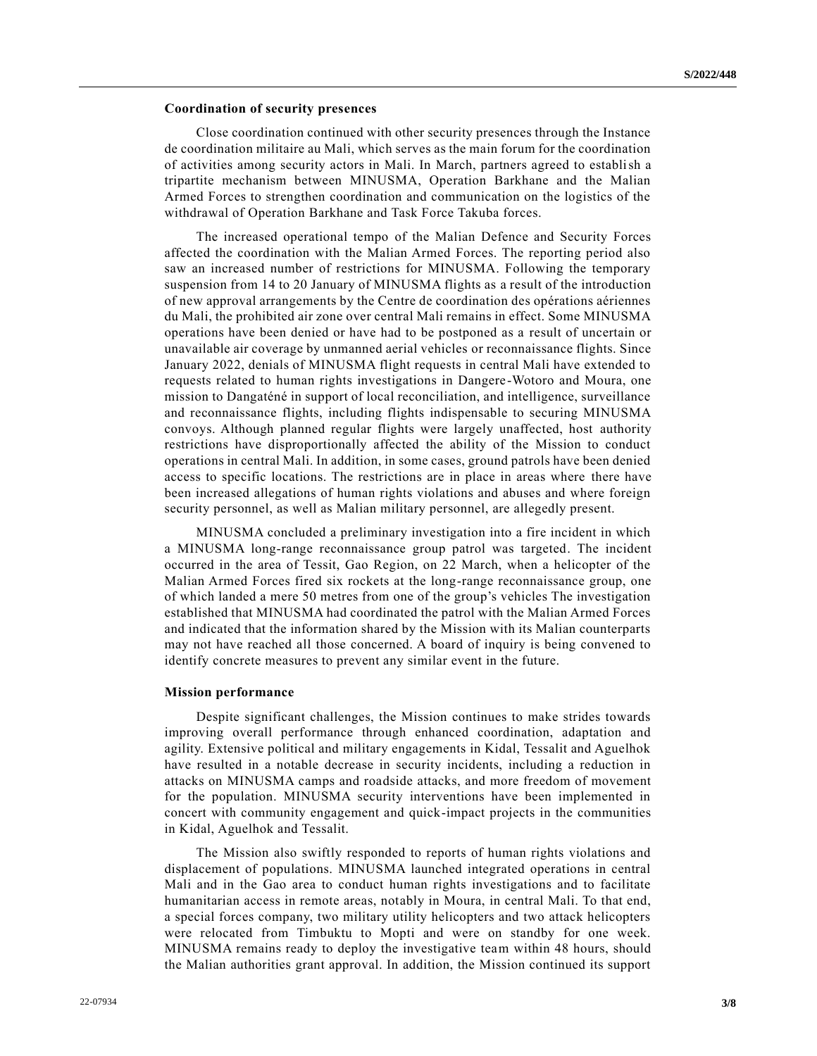### Coordination of security presences

Close coordination continued with other security presences through the Instance de coordination militaire au Mali, which serves as the main forum for the coordination of activities among security actors in Mali. In March, partners agreed to establish a tripartite mechanism between MINUSMA, Operation Barkhane and the Malian Armed Forces to strengthen coordination and communication on the logistics of the withdrawal of Operation Barkhane and Task Force Takuba forces.

The increased operational tempo of the Malian Defence and Security Forces affected the coordination with the Malian Armed Forces. The reporting period also saw an increased number of restrictions for MINUSMA. Following the temporary suspension from 14 to 20 January of MINUSMA flights as a result of the introduction of new approval arrangements by the Centre de coordination des opérations aériennes du Mali, the prohibited air zone over central Mali remains in effect. Some MINUSMA operations have been denied or have had to be postponed as a result of uncertain or unavailable air coverage by unmanned aerial vehicles or reconnaissance flights. Since January 2022, denials of MINUSMA flight requests in central Mali have extended to requests related to human rights investigations in Dangere-Wotoro and Moura, one mission to Dangaténé in support of local reconciliation, and intelligence, surveillance and reconnaissance flights, including flights indispensable to securing MINUSMA convoys. Although planned regular flights were largely unaffected, host authority restrictions have disproportionally affected the ability of the Mission to conduct operations in central Mali. In addition, in some cases, ground patrols have been denied access to specific locations. The restrictions are in place in areas where there have been increased allegations of human rights violations and abuses and where foreign security personnel, as well as Malian military personnel, are allegedly present.

MINUSMA concluded a preliminary investigation into a fire incident in which a MINUSMA long-range reconnaissance group patrol was targeted. The incident occurred in the area of Tessit, Gao Region, on 22 March, when a helicopter of the Malian Armed Forces fired six rockets at the long-range reconnaissance group, one of which landed a mere 50 metres from one of the group's vehicles The investigation established that MINUSMA had coordinated the patrol with the Malian Armed Forces and indicated that the information shared by the Mission with its Malian counterparts may not have reached all those concerned. A board of inquiry is being convened to identify concrete measures to prevent any similar event in the future.

### Mission performance

Despite significant challenges, the Mission continues to make strides towards improving overall performance through enhanced coordination, adaptation and agility. Extensive political and military engagements in Kidal, Tessalit and Aguelhok have resulted in a notable decrease in security incidents, including a reduction in attacks on MINUSMA camps and roadside attacks, and more freedom of movement for the population. MINUSMA security interventions have been implemented in concert with community engagement and quick-impact projects in the communities in Kidal, Aguelhok and Tessalit.

The Mission also swiftly responded to reports of human rights violations and displacement of populations. MINUSMA launched integrated operations in central Mali and in the Gao area to conduct human rights investigations and to facilitate humanitarian access in remote areas, notably in Moura, in central Mali. To that end, a special forces company, two military utility helicopters and two attack helicopters were relocated from Timbuktu to Mopti and were on standby for one week. MINUSMA remains ready to deploy the investigative team within 48 hours, should the Malian authorities grant approval. In addition, the Mission continued its support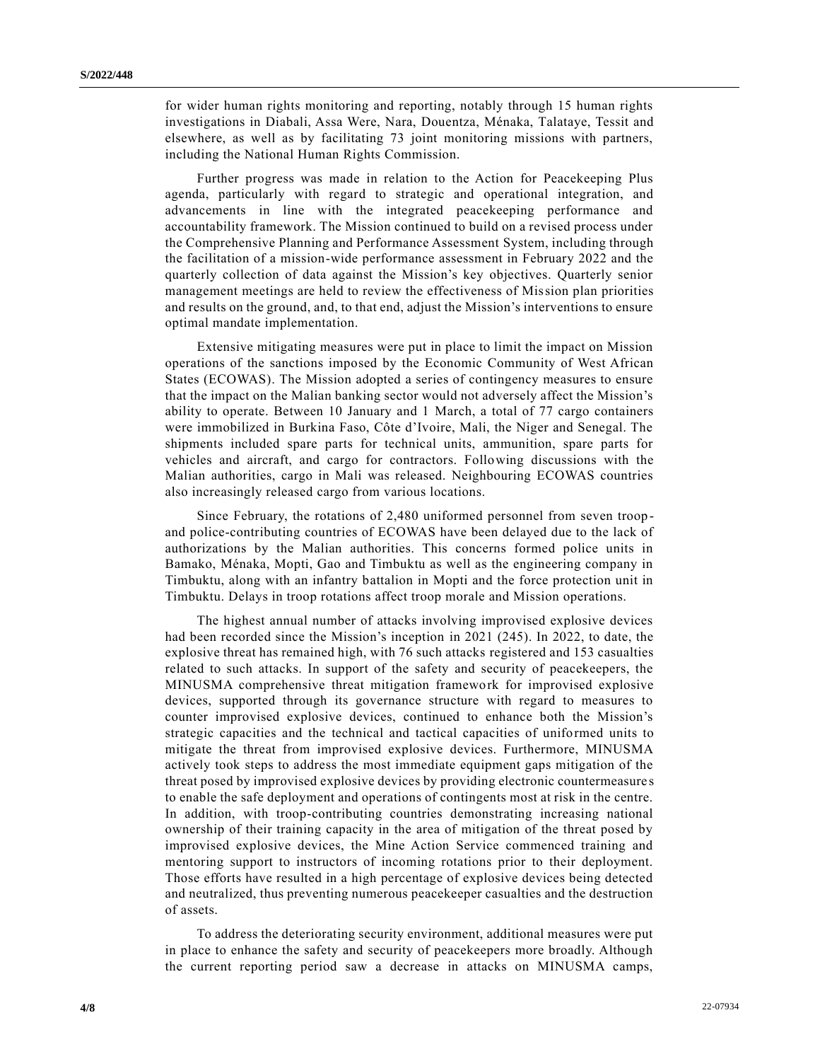for wider human rights monitoring and reporting, notably through 15 human rights investigations in Diabali, Assa Were, Nara, Douentza, Ménaka, Talataye, Tessit and elsewhere, as well as by facilitating 73 joint monitoring missions with partners, including the National Human Rights Commission.

Further progress was made in relation to the Action for Peacekeeping Plus agenda, particularly with regard to strategic and operational integration, and advancements in line with the integrated peacekeeping performance and accountability framework. The Mission continued to build on a revised process under the Comprehensive Planning and Performance Assessment System, including through the facilitation of a mission-wide performance assessment in February 2022 and the quarterly collection of data against the Mission's key objectives. Quarterly senior management meetings are held to review the effectiveness of Mission plan priorities and results on the ground, and, to that end, adjust the Mission's interventions to ensure optimal mandate implementation.

Extensive mitigating measures were put in place to limit the impact on Mission operations of the sanctions imposed by the Economic Community of West African States (ECOWAS). The Mission adopted a series of contingency measures to ensure that the impact on the Malian banking sector would not adversely affect the Mission's ability to operate. Between 10 January and 1 March, a total of 77 cargo containers were immobilized in Burkina Faso, Côte d'Ivoire, Mali, the Niger and Senegal. The shipments included spare parts for technical units, ammunition, spare parts for vehicles and aircraft, and cargo for contractors. Following discussions with the Malian authorities, cargo in Mali was released. Neighbouring ECOWAS countries also increasingly released cargo from various locations.

Since February, the rotations of 2,480 uniformed personnel from seven troop- and police-contributing countries of ECOWAS have been delayed due to the lack of authorizations by the Malian authorities. This concerns formed police units in Bamako, Ménaka, Mopti, Gao and Timbuktu as well as the engineering company in Timbuktu, along with an infantry battalion in Mopti and the force protection unit in Timbuktu. Delays in troop rotations affect troop morale and Mission operations.

The highest annual number of attacks involving improvised explosive devices had been recorded since the Mission's inception in 2021 (245). In 2022, to date, the explosive threat has remained high, with 76 such attacks registered and 153 casualties related to such attacks. In support of the safety and security of peacekeepers, the MINUSMA comprehensive threat mitigation framework for improvised explosive devices, supported through its governance structure with regard to measures to counter improvised explosive devices, continued to enhance both the Mission's strategic capacities and the technical and tactical capacities of uniformed units to mitigate the threat from improvised explosive devices. Furthermore, MINUSMA actively took steps to address the most immediate equipment gaps mitigation of the threat posed by improvised explosive devices by providing electronic countermeasures to enable the safe deployment and operations of contingents most at risk in the centre. In addition, with troop-contributing countries demonstrating increasing national ownership of their training capacity in the area of mitigation of the threat posed by improvised explosive devices, the Mine Action Service commenced training and mentoring support to instructors of incoming rotations prior to their deployment. Those efforts have resulted in a high percentage of explosive devices being detected and neutralized, thus preventing numerous peacekeeper casualties and the destruction of assets.

To address the deteriorating security environment, additional measures were put in place to enhance the safety and security of peacekeepers more broadly. Although the current reporting period saw a decrease in attacks on MINUSMA camps,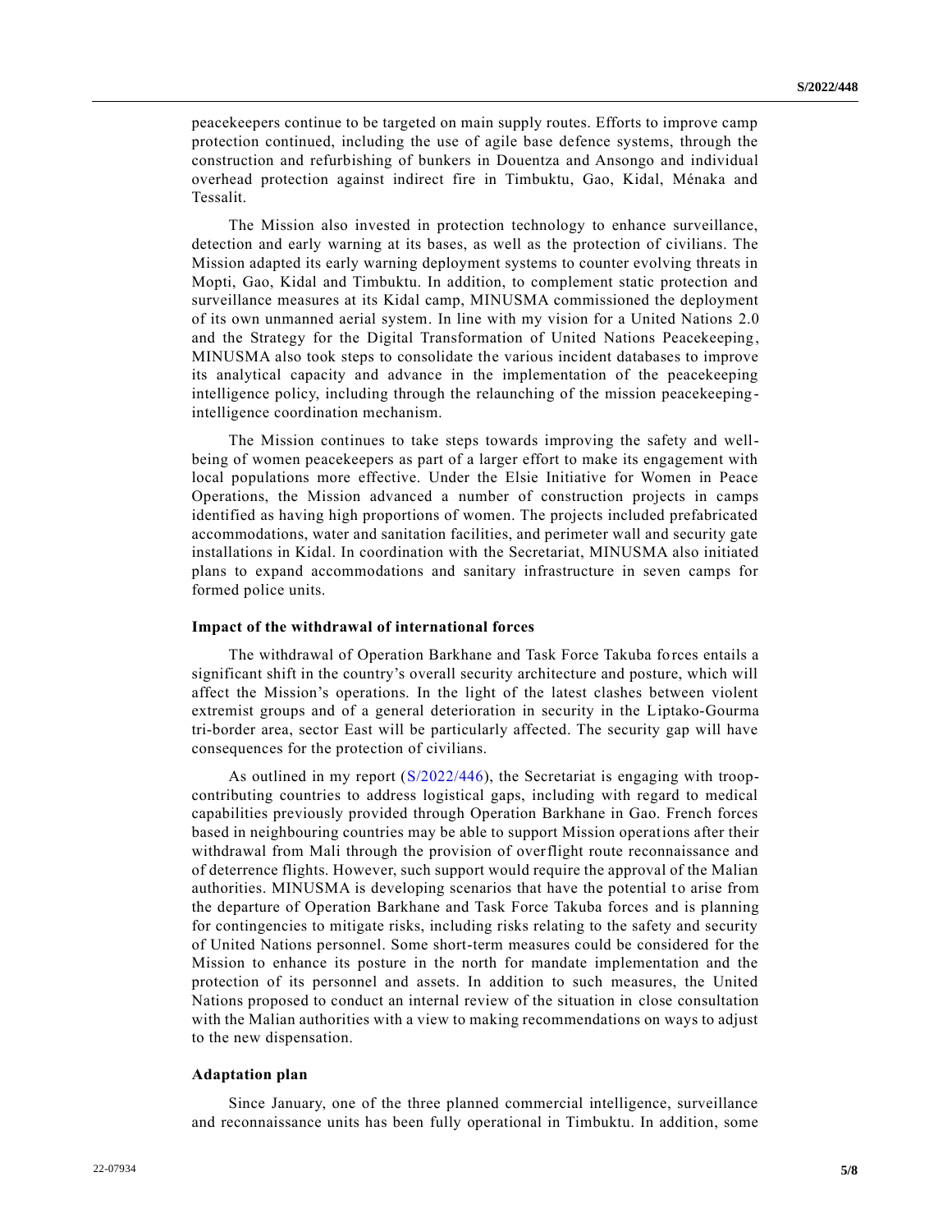peacekeepers continue to be targeted on main supply routes. Efforts to improve camp protection continued, including the use of agile base defence systems, through the construction and refurbishing of bunkers in Douentza and Ansongo and individual overhead protection against indirect fire in Timbuktu, Gao, Kidal, Ménaka and Tessalit.

The Mission also invested in protection technology to enhance surveillance, detection and early warning at its bases, as well as the protection of civilians. The Mission adapted its early warning deployment systems to counter evolving threats in Mopti, Gao, Kidal and Timbuktu. In addition, to complement static protection and surveillance measures at its Kidal camp, MINUSMA commissioned the deployment of its own unmanned aerial system. In line with my vision for a United Nations 2.0 and the Strategy for the Digital Transformation of United Nations Peacekeeping, MINUSMA also took steps to consolidate the various incident databases to improve its analytical capacity and advance in the implementation of the peacekeeping intelligence policy, including through the relaunching of the mission peacekeeping-intelligence coordination mechanism.

The Mission continues to take steps towards improving the safety and well-being of women peacekeepers as part of a larger effort to make its engagement with local populations more effective. Under the Elsie Initiative for Women in Peace Operations, the Mission advanced a number of construction projects in camps identified as having high proportions of women. The projects included prefabricated accommodations, water and sanitation facilities, and perimeter wall and security gate installations in Kidal. In coordination with the Secretariat, MINUSMA also initiated plans to expand accommodations and sanitary infrastructure in seven camps for formed police units.

**Impact of the withdrawal of international forces**

The withdrawal of Operation Barkhane and Task Force Takuba forces entails a significant shift in the country's overall security architecture and posture, which will affect the Mission's operations. In the light of the latest clashes between violent extremist groups and of a general deterioration in security in the Liptako-Gourma tri-border area, sector East will be particularly affected. The security gap will have consequences for the protection of civilians.

As outlined in my report (S/2022/446), the Secretariat is engaging with troop-contributing countries to address logistical gaps, including with regard to medical capabilities previously provided through Operation Barkhane in Gao. French forces based in neighbouring countries may be able to support Mission operations after their withdrawal from Mali through the provision of overflight route reconnaissance and of deterrence flights. However, such support would require the approval of the Malian authorities. MINUSMA is developing scenarios that have the potential to arise from the departure of Operation Barkhane and Task Force Takuba forces and is planning for contingencies to mitigate risks, including risks relating to the safety and security of United Nations personnel. Some short-term measures could be considered for the Mission to enhance its posture in the north for mandate implementation and the protection of its personnel and assets. In addition to such measures, the United Nations proposed to conduct an internal review of the situation in close consultation with the Malian authorities with a view to making recommendations on ways to adjust to the new dispensation.

**Adaptation plan**

Since January, one of the three planned commercial intelligence, surveillance and reconnaissance units has been fully operational in Timbuktu. In addition, some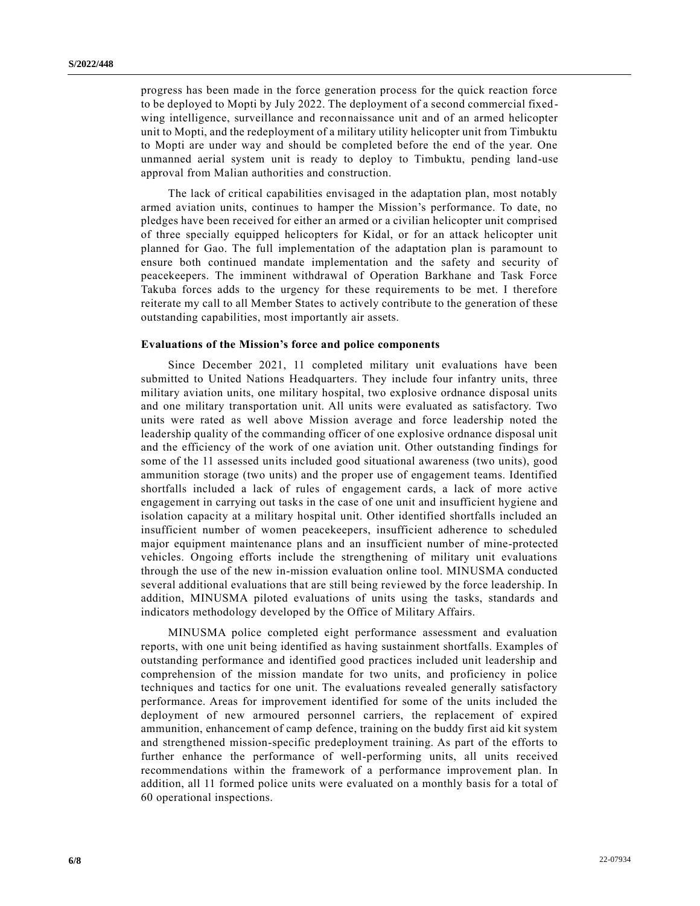progress has been made in the force generation process for the quick reaction force to be deployed to Mopti by July 2022. The deployment of a second commercial fixed-wing intelligence, surveillance and reconnaissance unit and of an armed helicopter unit to Mopti, and the redeployment of a military utility helicopter unit from Timbuktu to Mopti are under way and should be completed before the end of the year. One unmanned aerial system unit is ready to deploy to Timbuktu, pending land-use approval from Malian authorities and construction.

The lack of critical capabilities envisaged in the adaptation plan, most notably armed aviation units, continues to hamper the Mission's performance. To date, no pledges have been received for either an armed or a civilian helicopter unit comprised of three specially equipped helicopters for Kidal, or for an attack helicopter unit planned for Gao. The full implementation of the adaptation plan is paramount to ensure both continued mandate implementation and the safety and security of peacekeepers. The imminent withdrawal of Operation Barkhane and Task Force Takuba forces adds to the urgency for these requirements to be met. I therefore reiterate my call to all Member States to actively contribute to the generation of these outstanding capabilities, most importantly air assets.

### Evaluations of the Mission's force and police components

Since December 2021, 11 completed military unit evaluations have been submitted to United Nations Headquarters. They include four infantry units, three military aviation units, one military hospital, two explosive ordnance disposal units and one military transportation unit. All units were evaluated as satisfactory. Two units were rated as well above Mission average and force leadership noted the leadership quality of the commanding officer of one explosive ordnance disposal unit and the efficiency of the work of one aviation unit. Other outstanding findings for some of the 11 assessed units included good situational awareness (two units), good ammunition storage (two units) and the proper use of engagement teams. Identified shortfalls included a lack of rules of engagement cards, a lack of more active engagement in carrying out tasks in the case of one unit and insufficient hygiene and isolation capacity at a military hospital unit. Other identified shortfalls included an insufficient number of women peacekeepers, insufficient adherence to scheduled major equipment maintenance plans and an insufficient number of mine-protected vehicles. Ongoing efforts include the strengthening of military unit evaluations through the use of the new in-mission evaluation online tool. MINUSMA conducted several additional evaluations that are still being reviewed by the force leadership. In addition, MINUSMA piloted evaluations of units using the tasks, standards and indicators methodology developed by the Office of Military Affairs.

MINUSMA police completed eight performance assessment and evaluation reports, with one unit being identified as having sustainment shortfalls. Examples of outstanding performance and identified good practices included unit leadership and comprehension of the mission mandate for two units, and proficiency in police techniques and tactics for one unit. The evaluations revealed generally satisfactory performance. Areas for improvement identified for some of the units included the deployment of new armoured personnel carriers, the replacement of expired ammunition, enhancement of camp defence, training on the buddy first aid kit system and strengthened mission-specific predeployment training. As part of the efforts to further enhance the performance of well-performing units, all units received recommendations within the framework of a performance improvement plan. In addition, all 11 formed police units were evaluated on a monthly basis for a total of 60 operational inspections.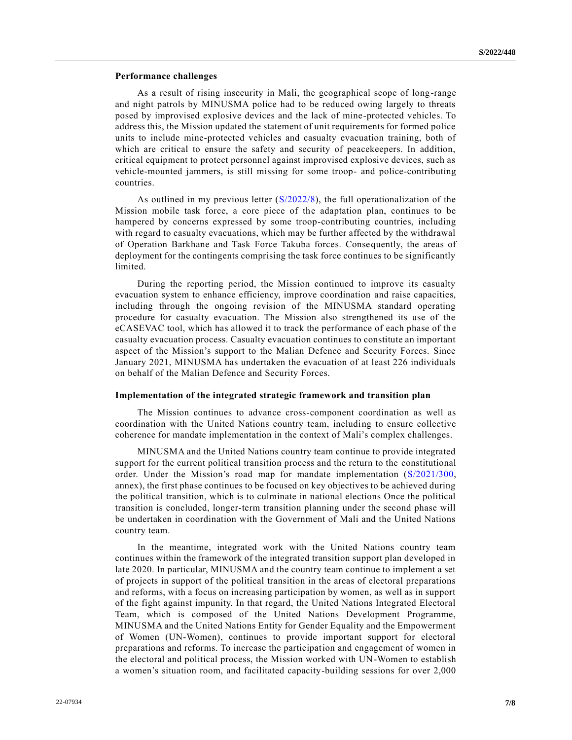**Performance challenges**

As a result of rising insecurity in Mali, the geographical scope of long-range and night patrols by MINUSMA police had to be reduced owing largely to threats posed by improvised explosive devices and the lack of mine-protected vehicles. To address this, the Mission updated the statement of unit requirements for formed police units to include mine-protected vehicles and casualty evacuation training, both of which are critical to ensure the safety and security of peacekeepers. In addition, critical equipment to protect personnel against improvised explosive devices, such as vehicle-mounted jammers, is still missing for some troop- and police-contributing countries.

As outlined in my previous letter (S/2022/8), the full operationalization of the Mission mobile task force, a core piece of the adaptation plan, continues to be hampered by concerns expressed by some troop-contributing countries, including with regard to casualty evacuations, which may be further affected by the withdrawal of Operation Barkhane and Task Force Takuba forces. Consequently, the areas of deployment for the contingents comprising the task force continues to be significantly limited.

During the reporting period, the Mission continued to improve its casualty evacuation system to enhance efficiency, improve coordination and raise capacities, including through the ongoing revision of the MINUSMA standard operating procedure for casualty evacuation. The Mission also strengthened its use of the eCASEVAC tool, which has allowed it to track the performance of each phase of the casualty evacuation process. Casualty evacuation continues to constitute an important aspect of the Mission's support to the Malian Defence and Security Forces. Since January 2021, MINUSMA has undertaken the evacuation of at least 226 individuals on behalf of the Malian Defence and Security Forces.

**Implementation of the integrated strategic framework and transition plan**

The Mission continues to advance cross-component coordination as well as coordination with the United Nations country team, including to ensure collective coherence for mandate implementation in the context of Mali's complex challenges.

MINUSMA and the United Nations country team continue to provide integrated support for the current political transition process and the return to the constitutional order. Under the Mission's road map for mandate implementation (S/2021/300, annex), the first phase continues to be focused on key objectives to be achieved during the political transition, which is to culminate in national elections Once the political transition is concluded, longer-term transition planning under the second phase will be undertaken in coordination with the Government of Mali and the United Nations country team.

In the meantime, integrated work with the United Nations country team continues within the framework of the integrated transition support plan developed in late 2020. In particular, MINUSMA and the country team continue to implement a set of projects in support of the political transition in the areas of electoral preparations and reforms, with a focus on increasing participation by women, as well as in support of the fight against impunity. In that regard, the United Nations Integrated Electoral Team, which is composed of the United Nations Development Programme, MINUSMA and the United Nations Entity for Gender Equality and the Empowerment of Women (UN-Women), continues to provide important support for electoral preparations and reforms. To increase the participation and engagement of women in the electoral and political process, the Mission worked with UN-Women to establish a women's situation room, and facilitated capacity-building sessions for over 2,000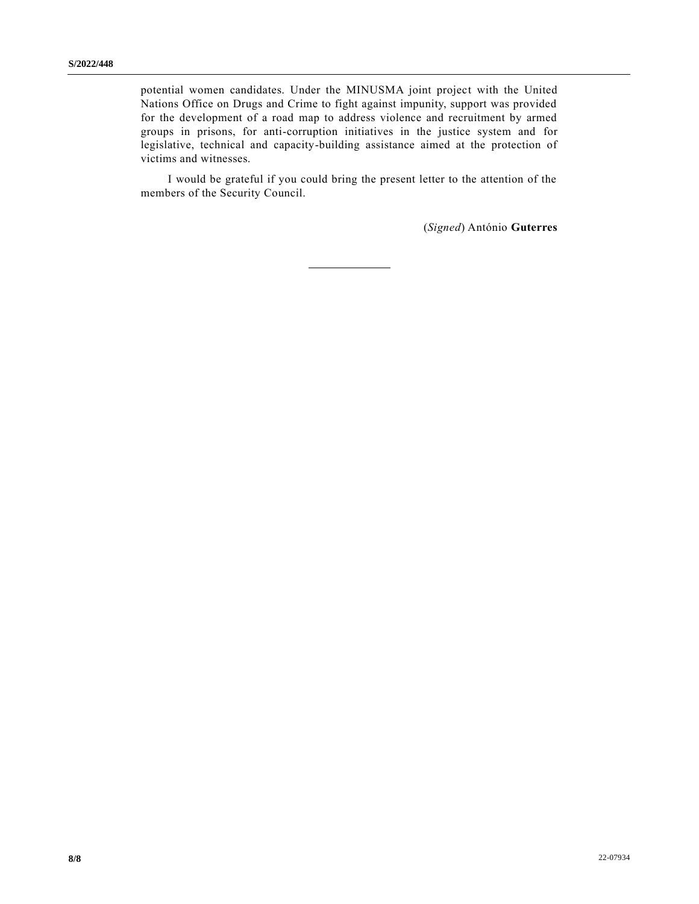potential women candidates. Under the MINUSMA joint project with the United Nations Office on Drugs and Crime to fight against impunity, support was provided for the development of a road map to address violence and recruitment by armed groups in prisons, for anti-corruption initiatives in the justice system and for legislative, technical and capacity-building assistance aimed at the protection of victims and witnesses.

I would be grateful if you could bring the present letter to the attention of the members of the Security Council.

(*Signed*) António **Guterres**